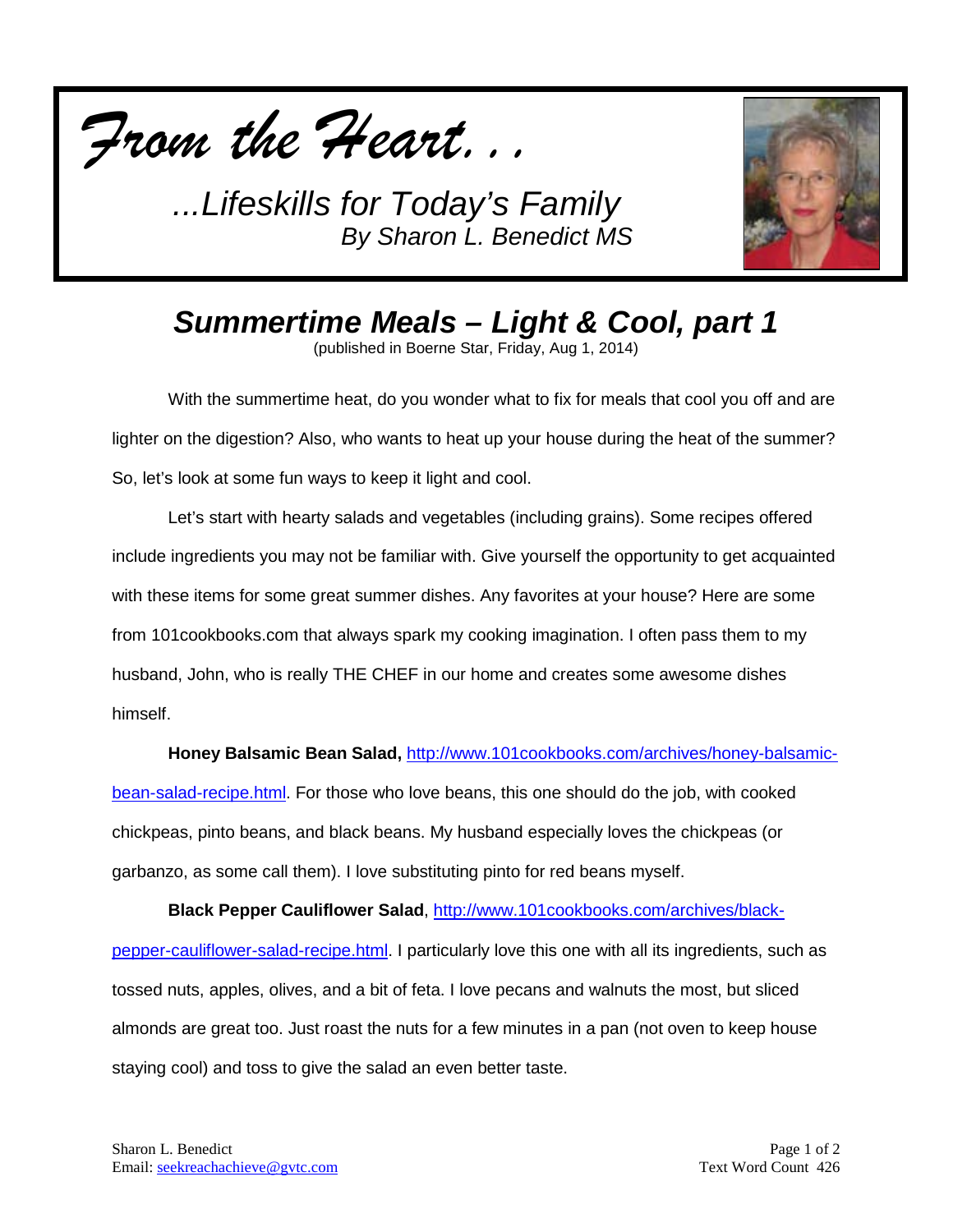*From the Heart…*

*…Lifeskills for Today's Family*
*By Sharon L. Benedict MS*

# *Summertime Meals – Light & Cool, part 1*

(published in Boerne Star, Friday, Aug 1, 2014)

With the summertime heat, do you wonder what to fix for meals that cool you off and are lighter on the digestion? Also, who wants to heat up your house during the heat of the summer? So, let's look at some fun ways to keep it light and cool.

Let's start with hearty salads and vegetables (including grains). Some recipes offered include ingredients you may not be familiar with. Give yourself the opportunity to get acquainted with these items for some great summer dishes. Any favorites at your house? Here are some from 101cookbooks.com that always spark my cooking imagination. I often pass them to my husband, John, who is really THE CHEF in our home and creates some awesome dishes himself.

**Honey Balsamic Bean Salad,** [http://www.101cookbooks.com/archives/honey-balsamic-bean-salad-recipe.html](http://www.101cookbooks.com/archives/honey-balsamic-bean-salad-recipe.html). For those who love beans, this one should do the job, with cooked chickpeas, pinto beans, and black beans. My husband especially loves the chickpeas (or garbanzo, as some call them). I love substituting pinto for red beans myself.

**Black Pepper Cauliflower Salad**, [http://www.101cookbooks.com/archives/black-pepper-cauliflower-salad-recipe.html](http://www.101cookbooks.com/archives/black-pepper-cauliflower-salad-recipe.html). I particularly love this one with all its ingredients, such as tossed nuts, apples, olives, and a bit of feta. I love pecans and walnuts the most, but sliced almonds are great too. Just roast the nuts for a few minutes in a pan (not oven to keep house staying cool) and toss to give the salad an even better taste.

Sharon L. Benedict
Email: [seekreachachieve@gvtc.com](mailto:seekreachachieve@gvtc.com)

Text Word Count 426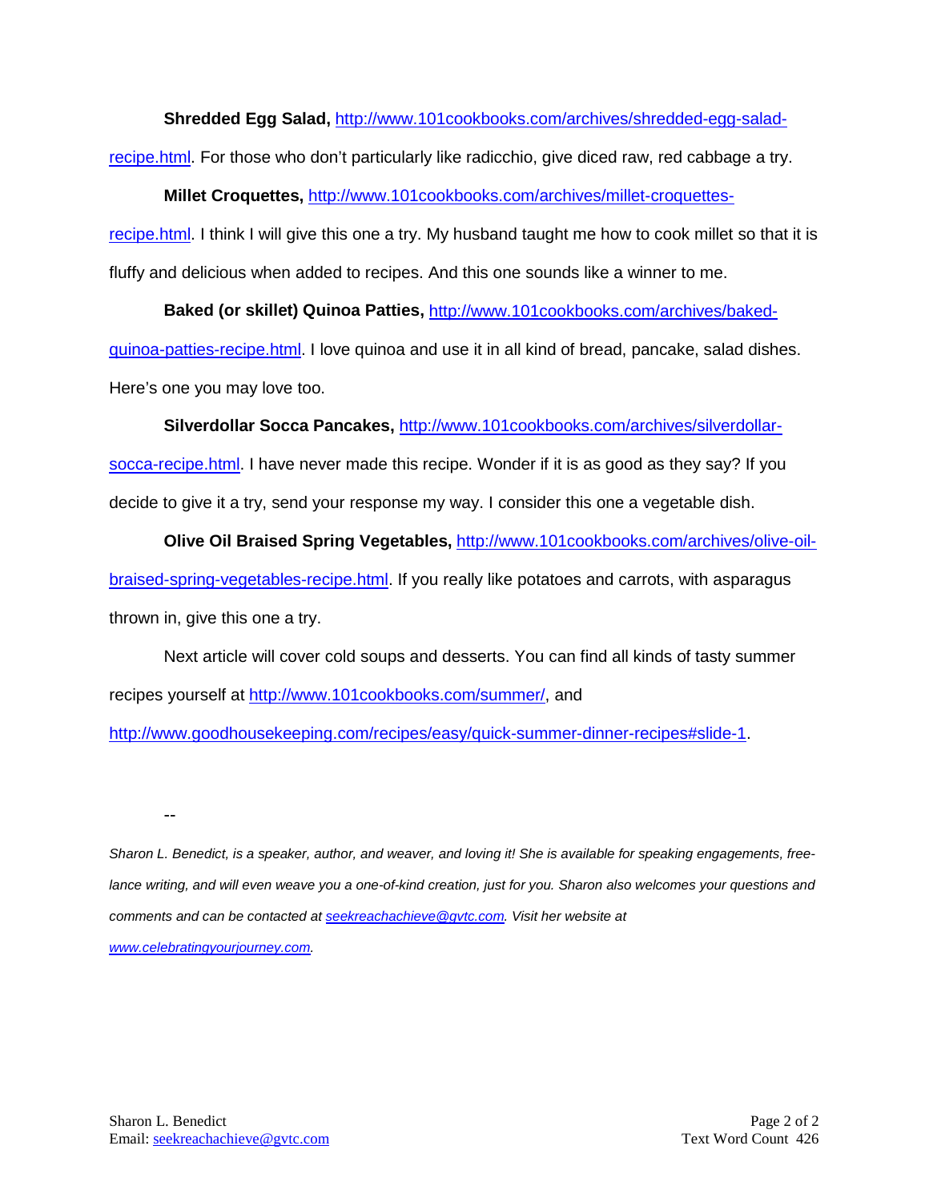**Shredded Egg Salad,** http://www.101cookbooks.com/archives/shredded-egg-salad-recipe.html. For those who don't particularly like radicchio, give diced raw, red cabbage a try.

**Millet Croquettes,** http://www.101cookbooks.com/archives/millet-croquettes-recipe.html. I think I will give this one a try. My husband taught me how to cook millet so that it is fluffy and delicious when added to recipes. And this one sounds like a winner to me.

**Baked (or skillet) Quinoa Patties,** http://www.101cookbooks.com/archives/baked-quinoa-patties-recipe.html. I love quinoa and use it in all kind of bread, pancake, salad dishes. Here's one you may love too.

**Silverdollar Socca Pancakes,** http://www.101cookbooks.com/archives/silverdollar-socca-recipe.html. I have never made this recipe. Wonder if it is as good as they say? If you decide to give it a try, send your response my way. I consider this one a vegetable dish.

**Olive Oil Braised Spring Vegetables,** http://www.101cookbooks.com/archives/olive-oil-braised-spring-vegetables-recipe.html. If you really like potatoes and carrots, with asparagus thrown in, give this one a try.

Next article will cover cold soups and desserts. You can find all kinds of tasty summer recipes yourself at http://www.101cookbooks.com/summer/, and http://www.goodhousekeeping.com/recipes/easy/quick-summer-dinner-recipes#slide-1.

--

*Sharon L. Benedict, is a speaker, author, and weaver, and loving it! She is available for speaking engagements, free-lance writing, and will even weave you a one-of-kind creation, just for you. Sharon also welcomes your questions and comments and can be contacted at seekreachachieve@gvtc.com. Visit her website at www.celebratingyourjourney.com.*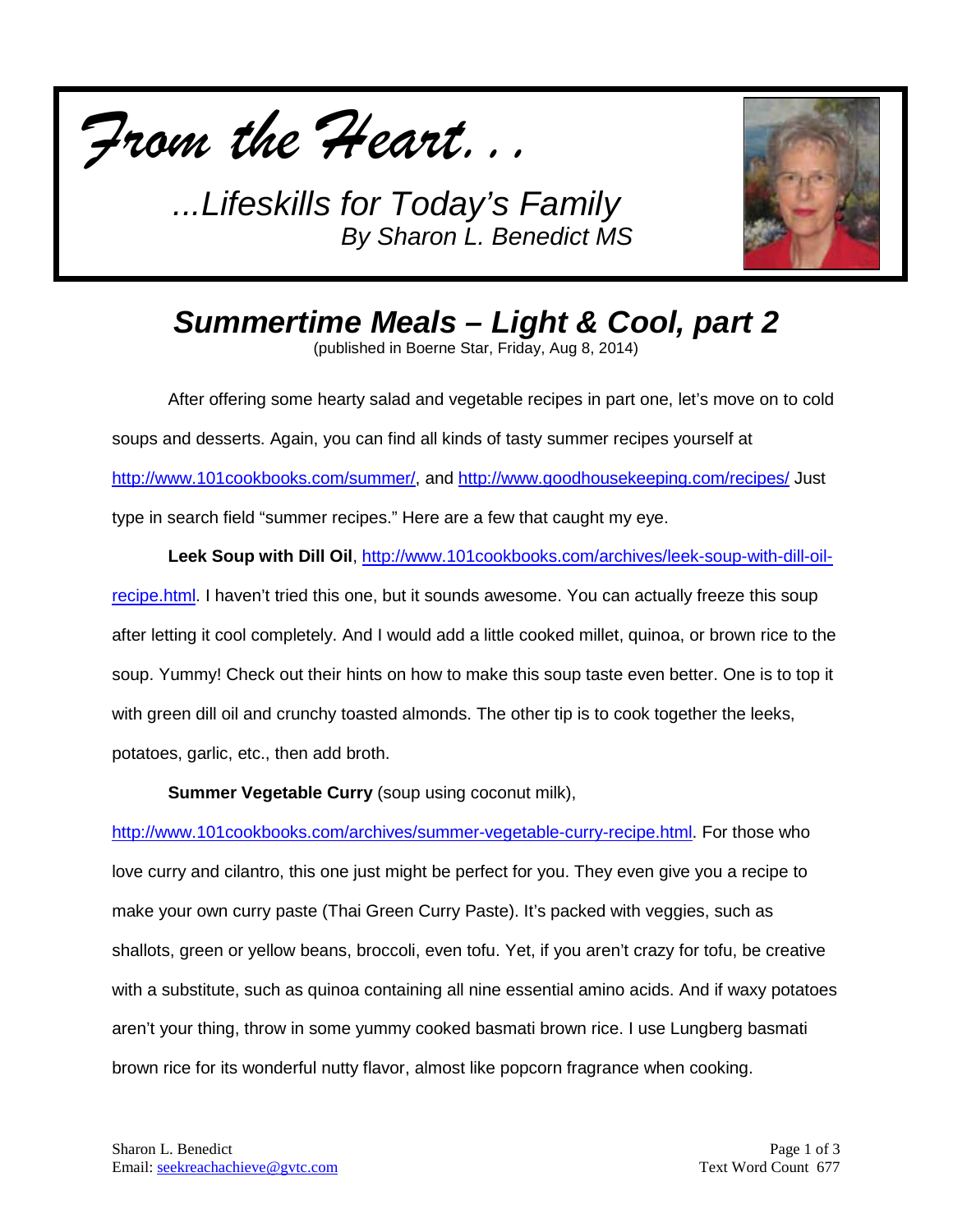*From the Heart…*

*…Lifeskills for Today's Family*
*By Sharon L. Benedict MS*

## *Summertime Meals – Light & Cool, part 2*

(published in Boerne Star, Friday, Aug 8, 2014)

After offering some hearty salad and vegetable recipes in part one, let's move on to cold soups and desserts. Again, you can find all kinds of tasty summer recipes yourself at http://www.101cookbooks.com/summer/, and http://www.goodhousekeeping.com/recipes/ Just type in search field "summer recipes." Here are a few that caught my eye.

**Leek Soup with Dill Oil**, http://www.101cookbooks.com/archives/leek-soup-with-dill-oil-recipe.html. I haven't tried this one, but it sounds awesome. You can actually freeze this soup after letting it cool completely. And I would add a little cooked millet, quinoa, or brown rice to the soup. Yummy! Check out their hints on how to make this soup taste even better. One is to top it with green dill oil and crunchy toasted almonds. The other tip is to cook together the leeks, potatoes, garlic, etc., then add broth.

**Summer Vegetable Curry** (soup using coconut milk), http://www.101cookbooks.com/archives/summer-vegetable-curry-recipe.html. For those who love curry and cilantro, this one just might be perfect for you. They even give you a recipe to make your own curry paste (Thai Green Curry Paste). It's packed with veggies, such as shallots, green or yellow beans, broccoli, even tofu. Yet, if you aren't crazy for tofu, be creative with a substitute, such as quinoa containing all nine essential amino acids. And if waxy potatoes aren't your thing, throw in some yummy cooked basmati brown rice. I use Lungberg basmati brown rice for its wonderful nutty flavor, almost like popcorn fragrance when cooking.

Sharon L. Benedict
Email: seekreachachieve@gvtc.com

Text Word Count 677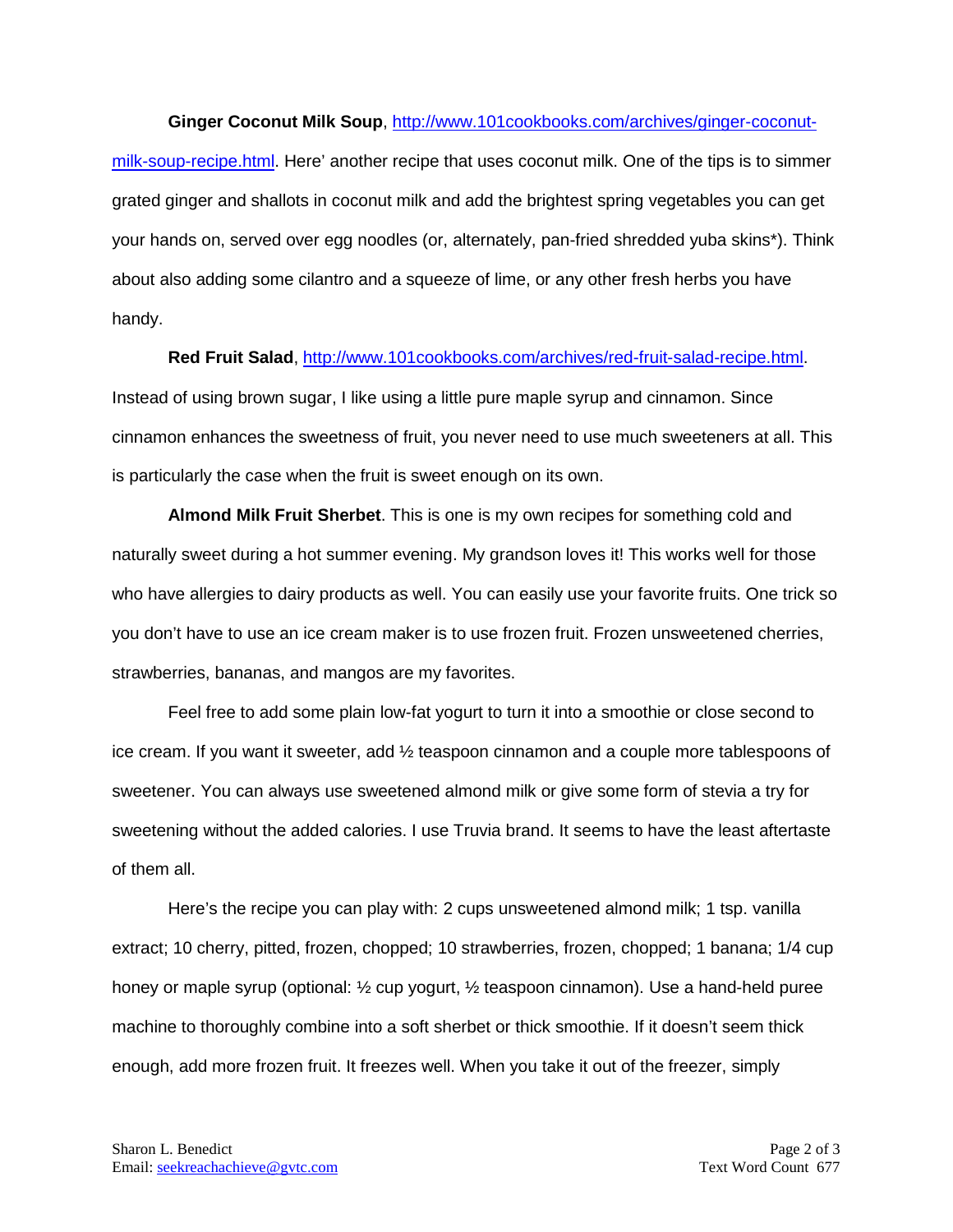**Ginger Coconut Milk Soup**, [http://www.101cookbooks.com/archives/ginger-coconut-milk-soup-recipe.html](http://www.101cookbooks.com/archives/ginger-coconut-milk-soup-recipe.html). Here' another recipe that uses coconut milk. One of the tips is to simmer grated ginger and shallots in coconut milk and add the brightest spring vegetables you can get your hands on, served over egg noodles (or, alternately, pan-fried shredded yuba skins*). Think about also adding some cilantro and a squeeze of lime, or any other fresh herbs you have handy.

**Red Fruit Salad**, [http://www.101cookbooks.com/archives/red-fruit-salad-recipe.html](http://www.101cookbooks.com/archives/red-fruit-salad-recipe.html). Instead of using brown sugar, I like using a little pure maple syrup and cinnamon. Since cinnamon enhances the sweetness of fruit, you never need to use much sweeteners at all. This is particularly the case when the fruit is sweet enough on its own.

**Almond Milk Fruit Sherbet**. This is one is my own recipes for something cold and naturally sweet during a hot summer evening. My grandson loves it! This works well for those who have allergies to dairy products as well. You can easily use your favorite fruits. One trick so you don't have to use an ice cream maker is to use frozen fruit. Frozen unsweetened cherries, strawberries, bananas, and mangos are my favorites.

Feel free to add some plain low-fat yogurt to turn it into a smoothie or close second to ice cream. If you want it sweeter, add ½ teaspoon cinnamon and a couple more tablespoons of sweetener. You can always use sweetened almond milk or give some form of stevia a try for sweetening without the added calories. I use Truvia brand. It seems to have the least aftertaste of them all.

Here's the recipe you can play with: 2 cups unsweetened almond milk; 1 tsp. vanilla extract; 10 cherry, pitted, frozen, chopped; 10 strawberries, frozen, chopped; 1 banana; 1/4 cup honey or maple syrup (optional: ½ cup yogurt, ½ teaspoon cinnamon). Use a hand-held puree machine to thoroughly combine into a soft sherbet or thick smoothie. If it doesn't seem thick enough, add more frozen fruit. It freezes well. When you take it out of the freezer, simply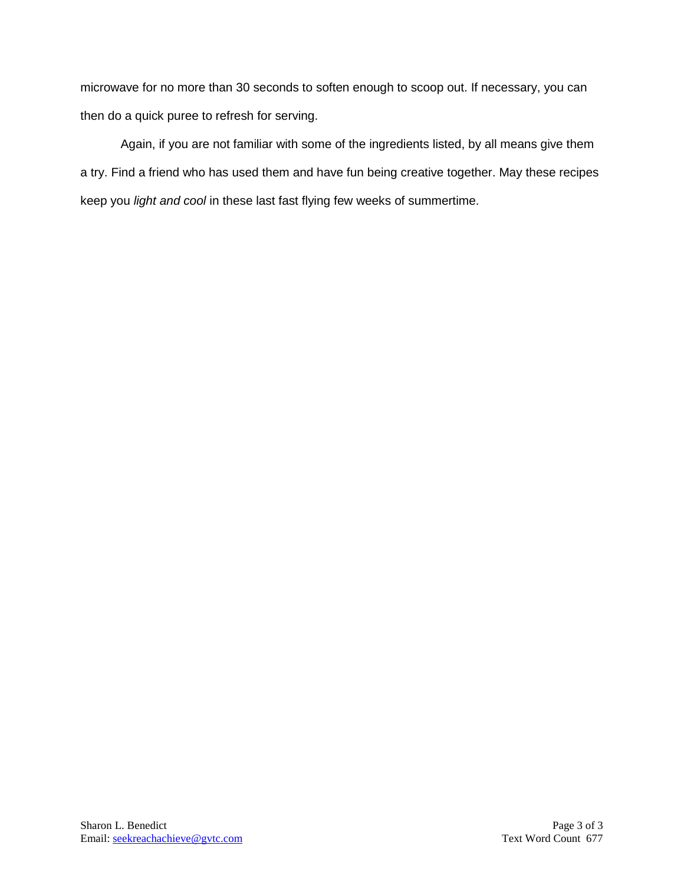microwave for no more than 30 seconds to soften enough to scoop out. If necessary, you can then do a quick puree to refresh for serving.

Again, if you are not familiar with some of the ingredients listed, by all means give them a try. Find a friend who has used them and have fun being creative together. May these recipes keep you *light and cool* in these last fast flying few weeks of summertime.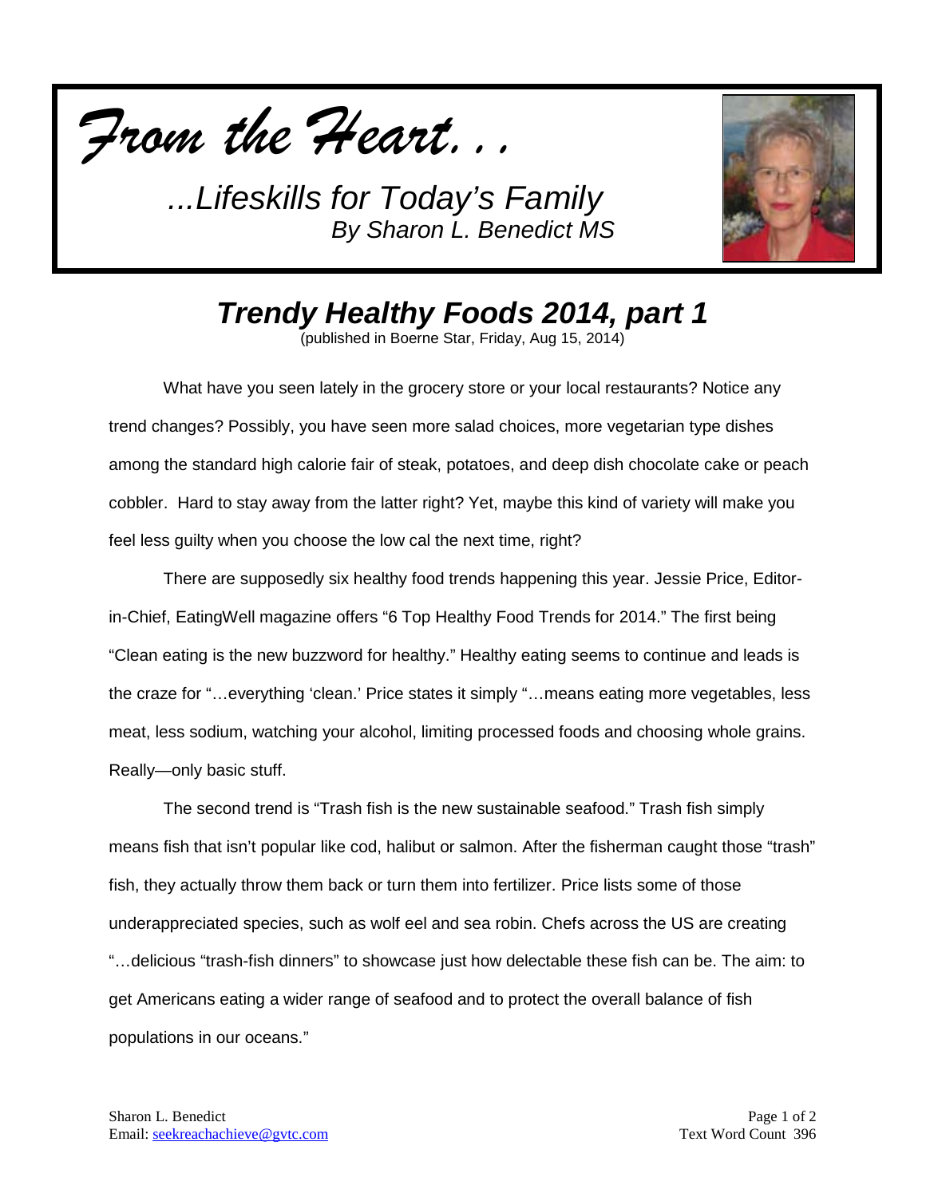*From the Heart...*

*...Lifeskills for Today's Family*
*By Sharon L. Benedict MS*

## *Trendy Healthy Foods 2014, part 1*

(published in Boerne Star, Friday, Aug 15, 2014)

What have you seen lately in the grocery store or your local restaurants? Notice any trend changes? Possibly, you have seen more salad choices, more vegetarian type dishes among the standard high calorie fair of steak, potatoes, and deep dish chocolate cake or peach cobbler. Hard to stay away from the latter right? Yet, maybe this kind of variety will make you feel less guilty when you choose the low cal the next time, right?

There are supposedly six healthy food trends happening this year. Jessie Price, Editor-in-Chief, EatingWell magazine offers "6 Top Healthy Food Trends for 2014." The first being "Clean eating is the new buzzword for healthy." Healthy eating seems to continue and leads is the craze for "…everything 'clean.' Price states it simply "…means eating more vegetables, less meat, less sodium, watching your alcohol, limiting processed foods and choosing whole grains. Really—only basic stuff.

The second trend is "Trash fish is the new sustainable seafood." Trash fish simply means fish that isn't popular like cod, halibut or salmon. After the fisherman caught those "trash" fish, they actually throw them back or turn them into fertilizer. Price lists some of those underappreciated species, such as wolf eel and sea robin. Chefs across the US are creating "…delicious "trash-fish dinners" to showcase just how delectable these fish can be. The aim: to get Americans eating a wider range of seafood and to protect the overall balance of fish populations in our oceans."

Sharon L. Benedict
Email: seekreachachieve@gvtc.com

Text Word Count 396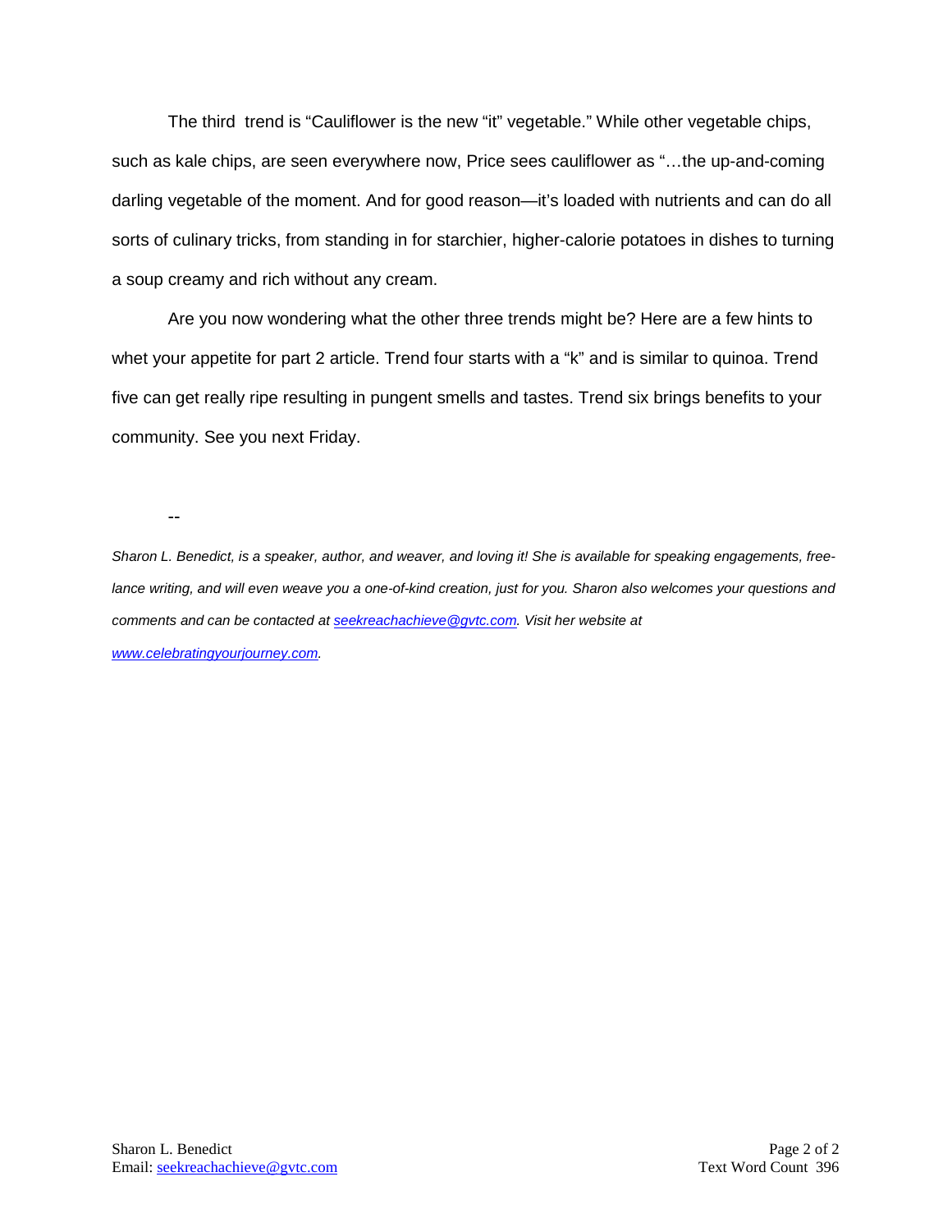The third trend is "Cauliflower is the new "it" vegetable." While other vegetable chips, such as kale chips, are seen everywhere now, Price sees cauliflower as "…the up-and-coming darling vegetable of the moment. And for good reason—it's loaded with nutrients and can do all sorts of culinary tricks, from standing in for starchier, higher-calorie potatoes in dishes to turning a soup creamy and rich without any cream.

Are you now wondering what the other three trends might be? Here are a few hints to whet your appetite for part 2 article. Trend four starts with a "k" and is similar to quinoa. Trend five can get really ripe resulting in pungent smells and tastes. Trend six brings benefits to your community. See you next Friday.

--

*Sharon L. Benedict, is a speaker, author, and weaver, and loving it! She is available for speaking engagements, free-lance writing, and will even weave you a one-of-kind creation, just for you. Sharon also welcomes your questions and comments and can be contacted at [seekreachachieve@gvtc.com](mailto:seekreachachieve@gvtc.com). Visit her website at [www.celebratingyourjourney.com](http://www.celebratingyourjourney.com).*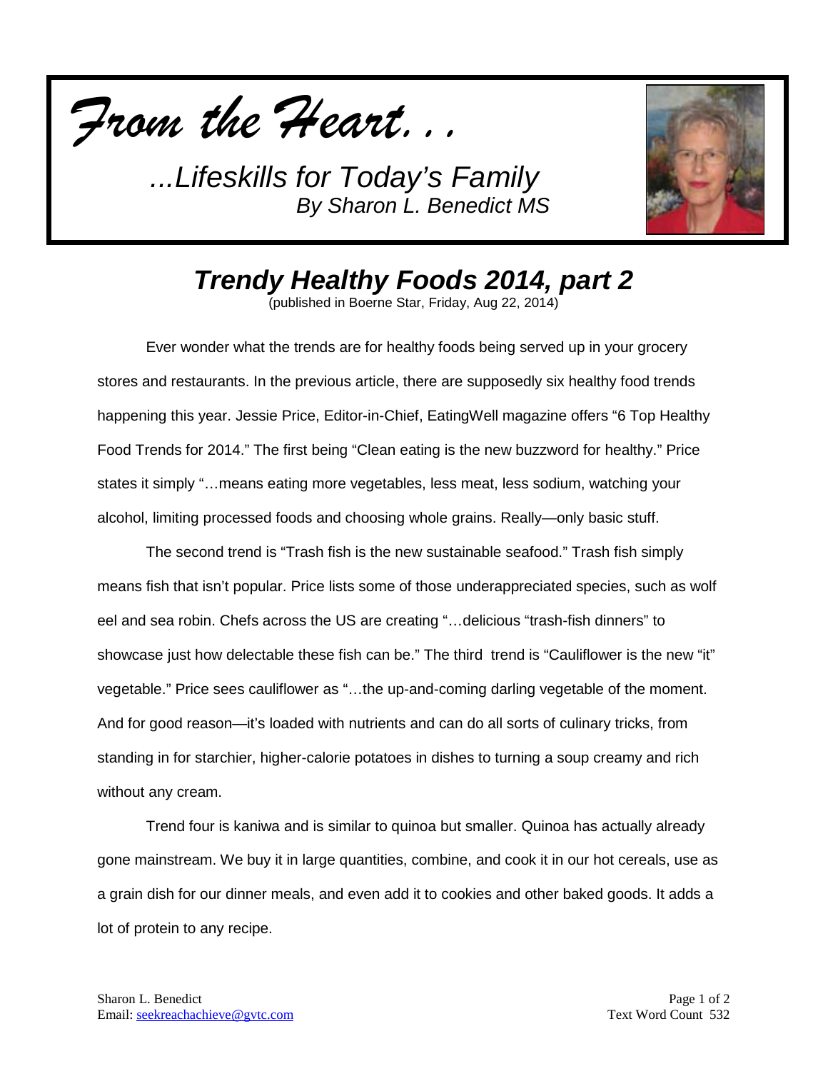*From the Heart…*

*…Lifeskills for Today's Family*
*By Sharon L. Benedict MS*

# *Trendy Healthy Foods 2014, part 2*

(published in Boerne Star, Friday, Aug 22, 2014)

Ever wonder what the trends are for healthy foods being served up in your grocery stores and restaurants. In the previous article, there are supposedly six healthy food trends happening this year. Jessie Price, Editor-in-Chief, EatingWell magazine offers "6 Top Healthy Food Trends for 2014." The first being "Clean eating is the new buzzword for healthy." Price states it simply "…means eating more vegetables, less meat, less sodium, watching your alcohol, limiting processed foods and choosing whole grains. Really—only basic stuff.

The second trend is "Trash fish is the new sustainable seafood." Trash fish simply means fish that isn't popular. Price lists some of those underappreciated species, such as wolf eel and sea robin. Chefs across the US are creating "…delicious "trash-fish dinners" to showcase just how delectable these fish can be." The third trend is "Cauliflower is the new "it" vegetable." Price sees cauliflower as "…the up-and-coming darling vegetable of the moment. And for good reason—it's loaded with nutrients and can do all sorts of culinary tricks, from standing in for starchier, higher-calorie potatoes in dishes to turning a soup creamy and rich without any cream.

Trend four is kaniwa and is similar to quinoa but smaller. Quinoa has actually already gone mainstream. We buy it in large quantities, combine, and cook it in our hot cereals, use as a grain dish for our dinner meals, and even add it to cookies and other baked goods. It adds a lot of protein to any recipe.

Sharon L. Benedict
Email: seekreachachieve@gvtc.com

Text Word Count 532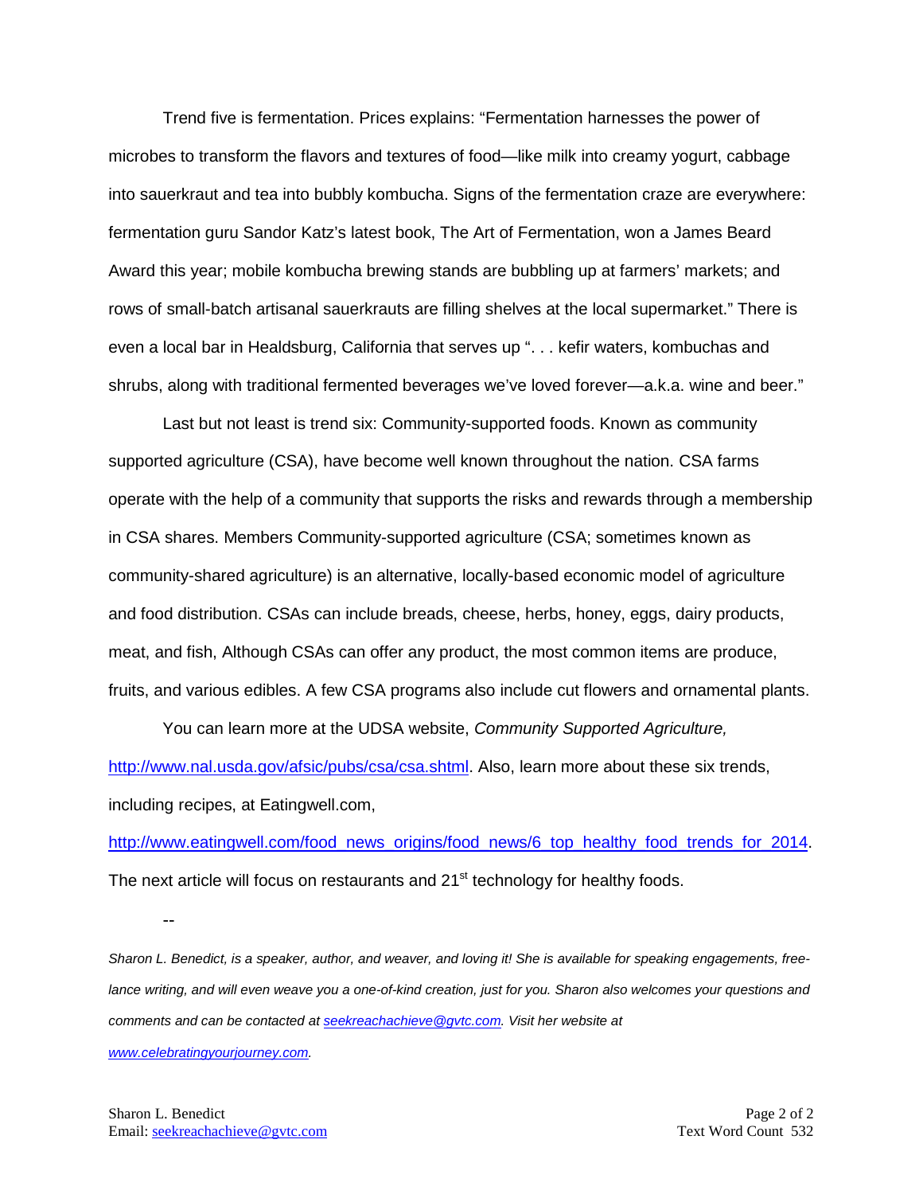Trend five is fermentation. Prices explains: "Fermentation harnesses the power of microbes to transform the flavors and textures of food—like milk into creamy yogurt, cabbage into sauerkraut and tea into bubbly kombucha. Signs of the fermentation craze are everywhere: fermentation guru Sandor Katz's latest book, The Art of Fermentation, won a James Beard Award this year; mobile kombucha brewing stands are bubbling up at farmers' markets; and rows of small-batch artisanal sauerkrauts are filling shelves at the local supermarket." There is even a local bar in Healdsburg, California that serves up ". . . kefir waters, kombuchas and shrubs, along with traditional fermented beverages we've loved forever—a.k.a. wine and beer."

Last but not least is trend six: Community-supported foods. Known as community supported agriculture (CSA), have become well known throughout the nation. CSA farms operate with the help of a community that supports the risks and rewards through a membership in CSA shares. Members Community-supported agriculture (CSA; sometimes known as community-shared agriculture) is an alternative, locally-based economic model of agriculture and food distribution. CSAs can include breads, cheese, herbs, honey, eggs, dairy products, meat, and fish, Although CSAs can offer any product, the most common items are produce, fruits, and various edibles. A few CSA programs also include cut flowers and ornamental plants.

You can learn more at the UDSA website, *Community Supported Agriculture,* [http://www.nal.usda.gov/afsic/pubs/csa/csa.shtml](http://www.nal.usda.gov/afsic/pubs/csa/csa.shtml). Also, learn more about these six trends, including recipes, at Eatingwell.com, [http://www.eatingwell.com/food_news_origins/food_news/6_top_healthy_food_trends_for_2014](http://www.eatingwell.com/food_news_origins/food_news/6_top_healthy_food_trends_for_2014). The next article will focus on restaurants and 21st technology for healthy foods.

--

*Sharon L. Benedict, is a speaker, author, and weaver, and loving it! She is available for speaking engagements, free-lance writing, and will even weave you a one-of-kind creation, just for you. Sharon also welcomes your questions and comments and can be contacted at [seekreachachieve@gvtc.com](mailto:seekreachachieve@gvtc.com). Visit her website at [www.celebratingyourjourney.com](http://www.celebratingyourjourney.com).*

Sharon L. Benedict
Email: seekreachachieve@gvtc.com

Text Word Count 532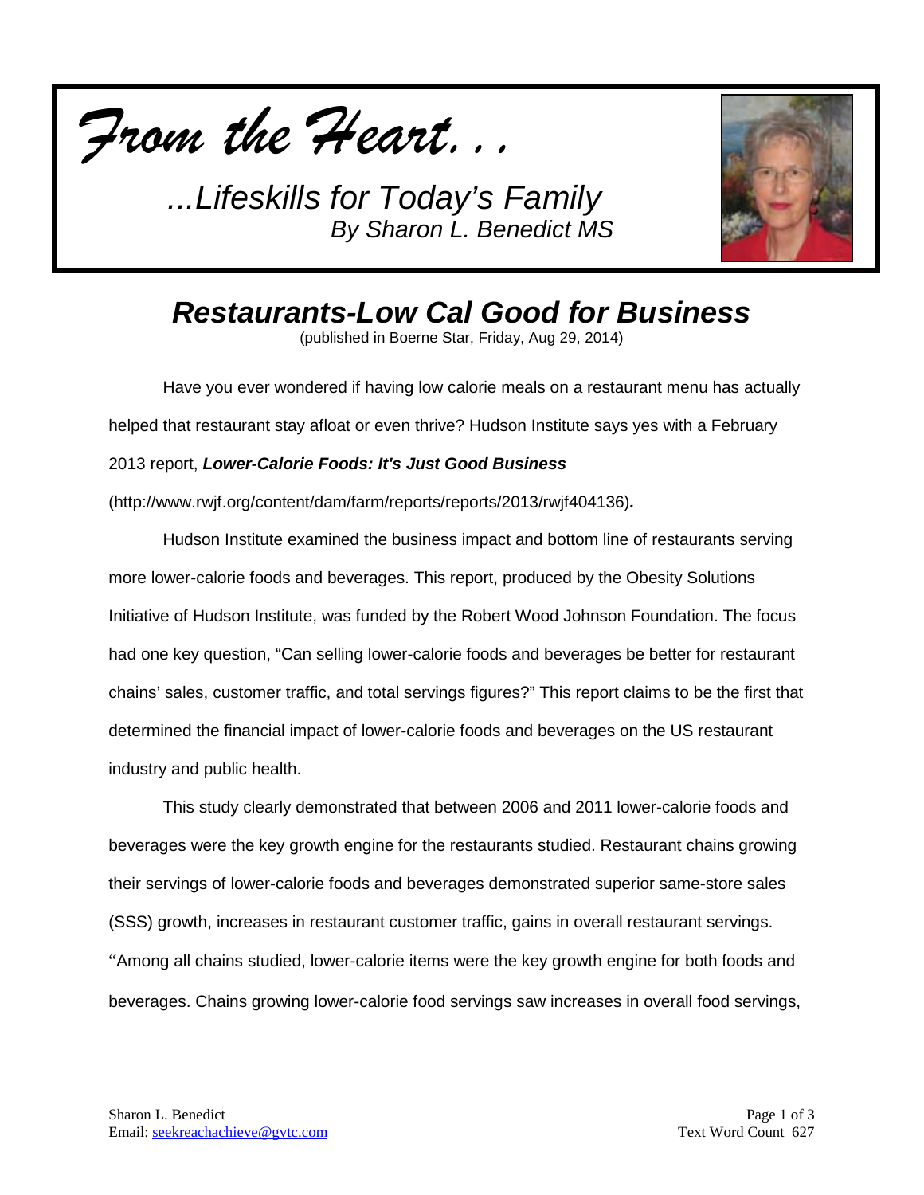*From the Heart...*

*...Lifeskills for Today's Family*
*By Sharon L. Benedict MS*

# *Restaurants-Low Cal Good for Business*

(published in Boerne Star, Friday, Aug 29, 2014)

Have you ever wondered if having low calorie meals on a restaurant menu has actually helped that restaurant stay afloat or even thrive? Hudson Institute says yes with a February 2013 report, ***Lower-Calorie Foods: It's Just Good Business*** (http://www.rwjf.org/content/dam/farm/reports/reports/2013/rwjf404136)***.***

Hudson Institute examined the business impact and bottom line of restaurants serving more lower-calorie foods and beverages. This report, produced by the Obesity Solutions Initiative of Hudson Institute, was funded by the Robert Wood Johnson Foundation. The focus had one key question, "Can selling lower-calorie foods and beverages be better for restaurant chains' sales, customer traffic, and total servings figures?" This report claims to be the first that determined the financial impact of lower-calorie foods and beverages on the US restaurant industry and public health.

This study clearly demonstrated that between 2006 and 2011 lower-calorie foods and beverages were the key growth engine for the restaurants studied. Restaurant chains growing their servings of lower-calorie foods and beverages demonstrated superior same-store sales (SSS) growth, increases in restaurant customer traffic, gains in overall restaurant servings. "Among all chains studied, lower-calorie items were the key growth engine for both foods and beverages. Chains growing lower-calorie food servings saw increases in overall food servings,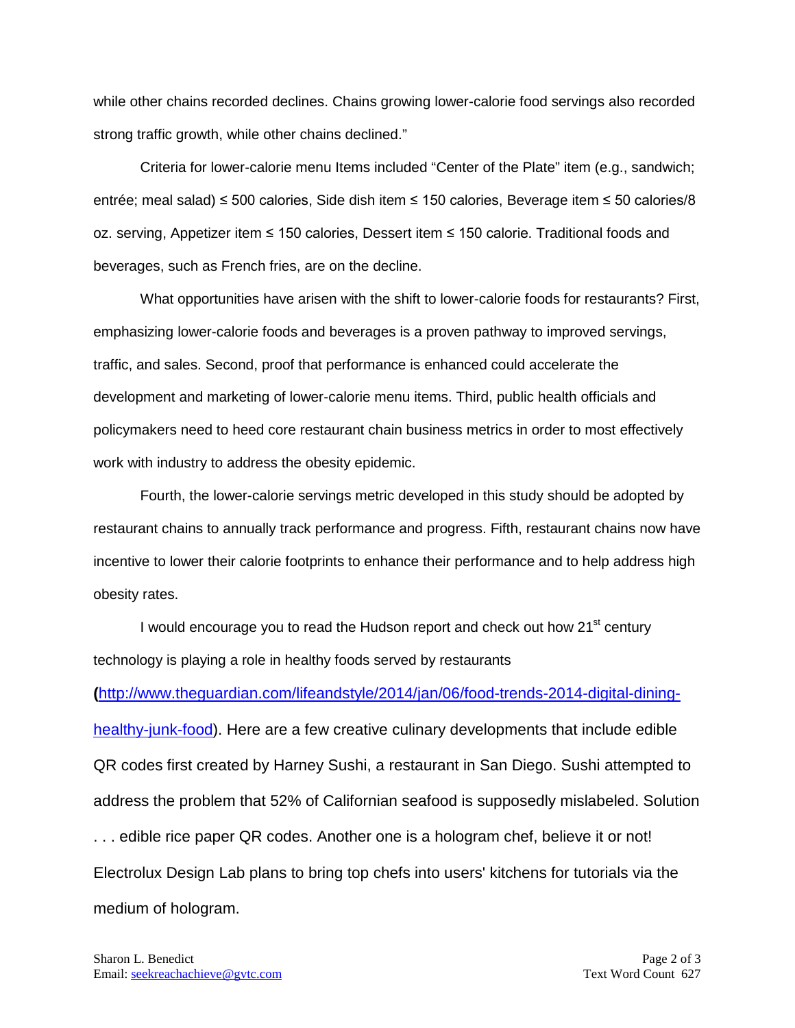while other chains recorded declines. Chains growing lower-calorie food servings also recorded strong traffic growth, while other chains declined."

Criteria for lower-calorie menu Items included "Center of the Plate" item (e.g., sandwich; entrée; meal salad) ≤ 500 calories, Side dish item ≤ 150 calories, Beverage item ≤ 50 calories/8 oz. serving, Appetizer item ≤ 150 calories, Dessert item ≤ 150 calorie. Traditional foods and beverages, such as French fries, are on the decline.

What opportunities have arisen with the shift to lower-calorie foods for restaurants? First, emphasizing lower-calorie foods and beverages is a proven pathway to improved servings, traffic, and sales. Second, proof that performance is enhanced could accelerate the development and marketing of lower-calorie menu items. Third, public health officials and policymakers need to heed core restaurant chain business metrics in order to most effectively work with industry to address the obesity epidemic.

Fourth, the lower-calorie servings metric developed in this study should be adopted by restaurant chains to annually track performance and progress. Fifth, restaurant chains now have incentive to lower their calorie footprints to enhance their performance and to help address high obesity rates.

I would encourage you to read the Hudson report and check out how 21st century technology is playing a role in healthy foods served by restaurants (http://www.theguardian.com/lifeandstyle/2014/jan/06/food-trends-2014-digital-dining-healthy-junk-food). Here are a few creative culinary developments that include edible QR codes first created by Harney Sushi, a restaurant in San Diego. Sushi attempted to address the problem that 52% of Californian seafood is supposedly mislabeled. Solution . . . edible rice paper QR codes. Another one is a hologram chef, believe it or not! Electrolux Design Lab plans to bring top chefs into users' kitchens for tutorials via the medium of hologram.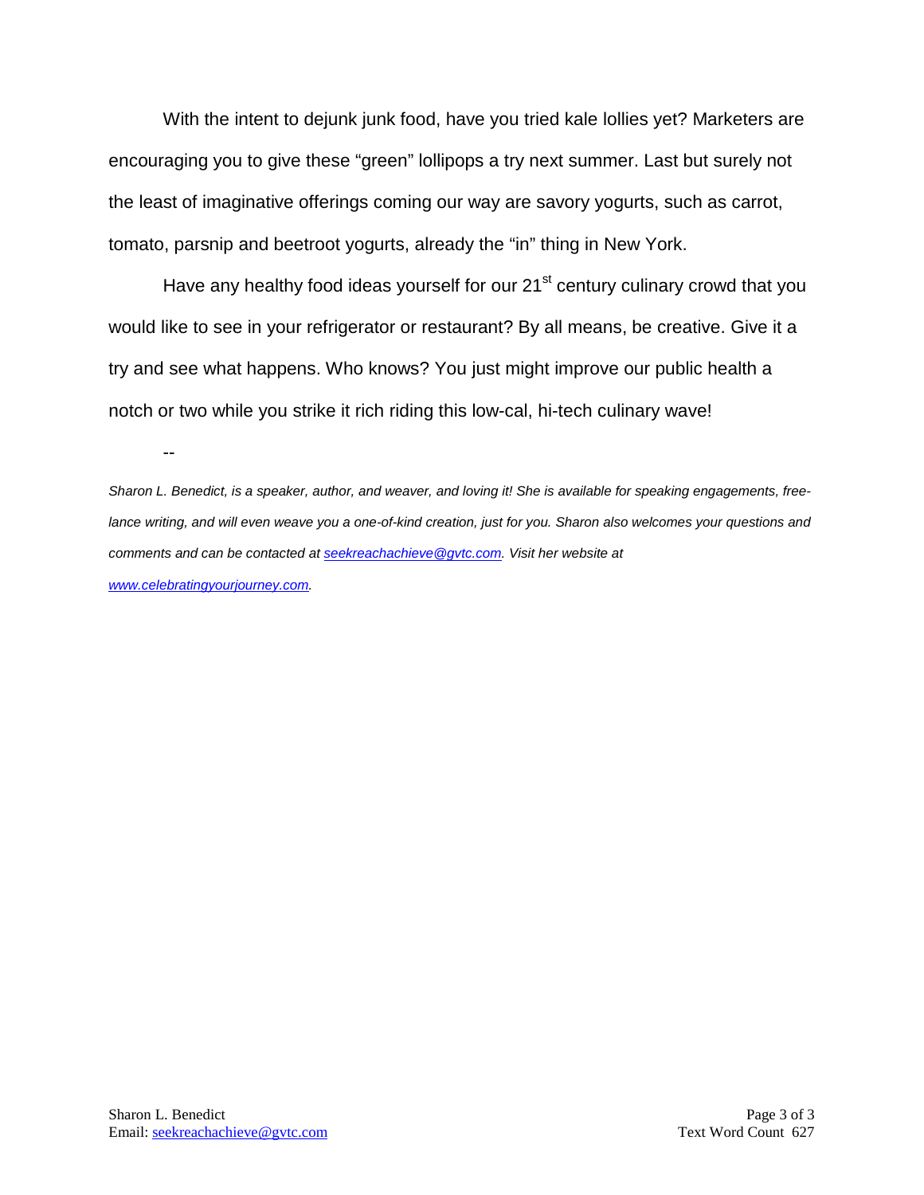With the intent to dejunk junk food, have you tried kale lollies yet? Marketers are encouraging you to give these "green" lollipops a try next summer. Last but surely not the least of imaginative offerings coming our way are savory yogurts, such as carrot, tomato, parsnip and beetroot yogurts, already the "in" thing in New York.

Have any healthy food ideas yourself for our 21st century culinary crowd that you would like to see in your refrigerator or restaurant? By all means, be creative. Give it a try and see what happens. Who knows? You just might improve our public health a notch or two while you strike it rich riding this low-cal, hi-tech culinary wave!

--

*Sharon L. Benedict, is a speaker, author, and weaver, and loving it! She is available for speaking engagements, free-lance writing, and will even weave you a one-of-kind creation, just for you. Sharon also welcomes your questions and comments and can be contacted at [seekreachachieve@gvtc.com](mailto:seekreachachieve@gvtc.com). Visit her website at [www.celebratingyourjourney.com](http://www.celebratingyourjourney.com).*